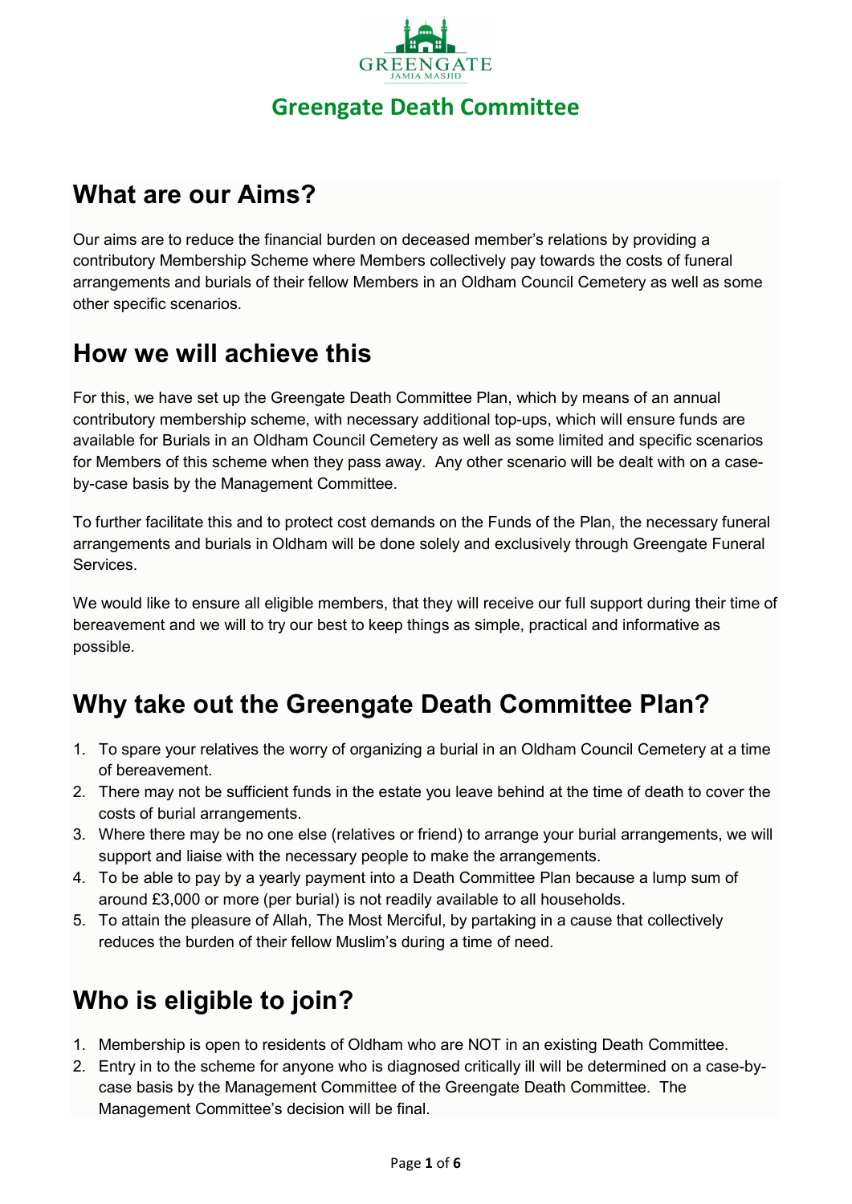GREENGATE
JAMIA MASJID

# Greengate Death Committee

## What are our Aims?

Our aims are to reduce the financial burden on deceased member's relations by providing a contributory Membership Scheme where Members collectively pay towards the costs of funeral arrangements and burials of their fellow Members in an Oldham Council Cemetery as well as some other specific scenarios.

## How we will achieve this

For this, we have set up the Greengate Death Committee Plan, which by means of an annual contributory membership scheme, with necessary additional top-ups, which will ensure funds are available for Burials in an Oldham Council Cemetery as well as some limited and specific scenarios for Members of this scheme when they pass away. Any other scenario will be dealt with on a case-by-case basis by the Management Committee.

To further facilitate this and to protect cost demands on the Funds of the Plan, the necessary funeral arrangements and burials in Oldham will be done solely and exclusively through Greengate Funeral Services.

We would like to ensure all eligible members, that they will receive our full support during their time of bereavement and we will to try our best to keep things as simple, practical and informative as possible.

## Why take out the Greengate Death Committee Plan?

1. To spare your relatives the worry of organizing a burial in an Oldham Council Cemetery at a time of bereavement.
2. There may not be sufficient funds in the estate you leave behind at the time of death to cover the costs of burial arrangements.
3. Where there may be no one else (relatives or friend) to arrange your burial arrangements, we will support and liaise with the necessary people to make the arrangements.
4. To be able to pay by a yearly payment into a Death Committee Plan because a lump sum of around £3,000 or more (per burial) is not readily available to all households.
5. To attain the pleasure of Allah, The Most Merciful, by partaking in a cause that collectively reduces the burden of their fellow Muslim's during a time of need.

## Who is eligible to join?

1. Membership is open to residents of Oldham who are NOT in an existing Death Committee.
2. Entry in to the scheme for anyone who is diagnosed critically ill will be determined on a case-by-case basis by the Management Committee of the Greengate Death Committee. The Management Committee's decision will be final.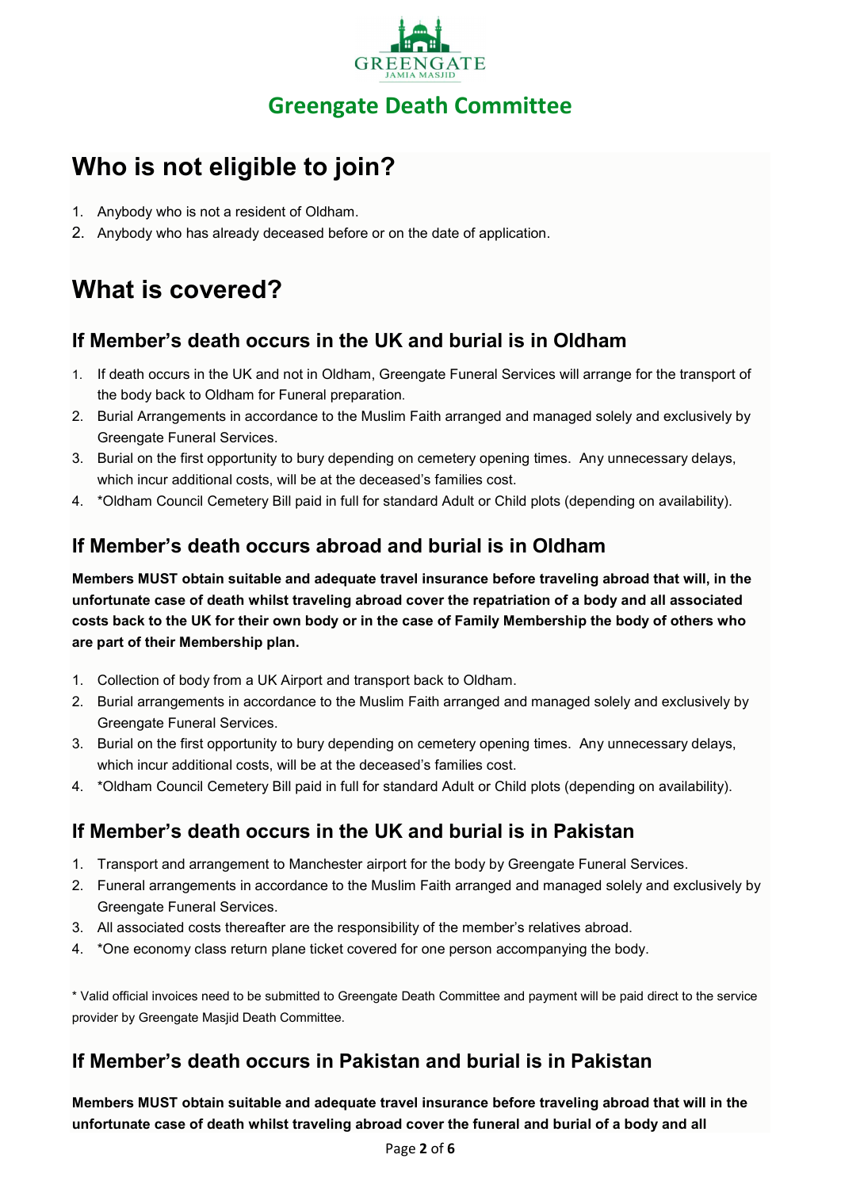## Greengate Death Committee

# Who is not eligible to join?

1. Anybody who is not a resident of Oldham.
2. Anybody who has already deceased before or on the date of application.

# What is covered?

## If Member's death occurs in the UK and burial is in Oldham

1. If death occurs in the UK and not in Oldham, Greengate Funeral Services will arrange for the transport of the body back to Oldham for Funeral preparation.
2. Burial Arrangements in accordance to the Muslim Faith arranged and managed solely and exclusively by Greengate Funeral Services.
3. Burial on the first opportunity to bury depending on cemetery opening times. Any unnecessary delays, which incur additional costs, will be at the deceased's families cost.
4. *Oldham Council Cemetery Bill paid in full for standard Adult or Child plots (depending on availability).

## If Member's death occurs abroad and burial is in Oldham

**Members MUST obtain suitable and adequate travel insurance before traveling abroad that will, in the unfortunate case of death whilst traveling abroad cover the repatriation of a body and all associated costs back to the UK for their own body or in the case of Family Membership the body of others who are part of their Membership plan.**

1. Collection of body from a UK Airport and transport back to Oldham.
2. Burial arrangements in accordance to the Muslim Faith arranged and managed solely and exclusively by Greengate Funeral Services.
3. Burial on the first opportunity to bury depending on cemetery opening times. Any unnecessary delays, which incur additional costs, will be at the deceased's families cost.
4. *Oldham Council Cemetery Bill paid in full for standard Adult or Child plots (depending on availability).

## If Member's death occurs in the UK and burial is in Pakistan

1. Transport and arrangement to Manchester airport for the body by Greengate Funeral Services.
2. Funeral arrangements in accordance to the Muslim Faith arranged and managed solely and exclusively by Greengate Funeral Services.
3. All associated costs thereafter are the responsibility of the member's relatives abroad.
4. *One economy class return plane ticket covered for one person accompanying the body.

* Valid official invoices need to be submitted to Greengate Death Committee and payment will be paid direct to the service provider by Greengate Masjid Death Committee.

## If Member's death occurs in Pakistan and burial is in Pakistan

**Members MUST obtain suitable and adequate travel insurance before traveling abroad that will in the unfortunate case of death whilst traveling abroad cover the funeral and burial of a body and all**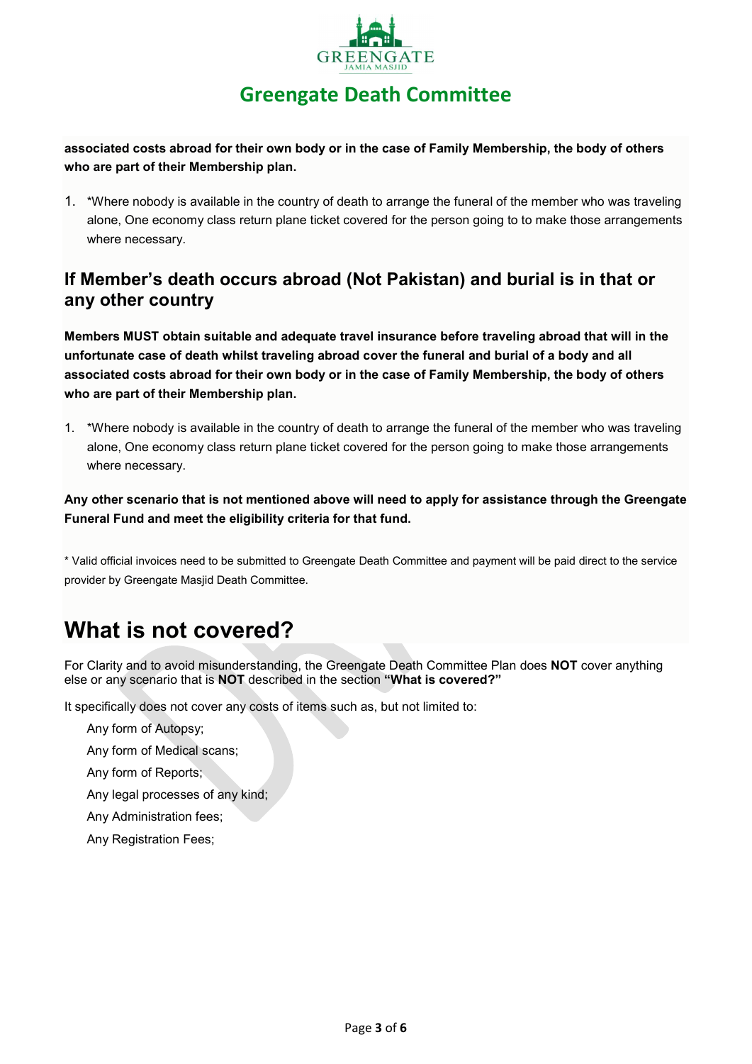**associated costs abroad for their own body or in the case of Family Membership, the body of others who are part of their Membership plan.**

1. *Where nobody is available in the country of death to arrange the funeral of the member who was traveling alone, One economy class return plane ticket covered for the person going to to make those arrangements where necessary.

## If Member's death occurs abroad (Not Pakistan) and burial is in that or any other country

**Members MUST obtain suitable and adequate travel insurance before traveling abroad that will in the unfortunate case of death whilst traveling abroad cover the funeral and burial of a body and all associated costs abroad for their own body or in the case of Family Membership, the body of others who are part of their Membership plan.**

1. *Where nobody is available in the country of death to arrange the funeral of the member who was traveling alone, One economy class return plane ticket covered for the person going to make those arrangements where necessary.

**Any other scenario that is not mentioned above will need to apply for assistance through the Greengate Funeral Fund and meet the eligibility criteria for that fund.**

* Valid official invoices need to be submitted to Greengate Death Committee and payment will be paid direct to the service provider by Greengate Masjid Death Committee.

# What is not covered?

For Clarity and to avoid misunderstanding, the Greengate Death Committee Plan does **NOT** cover anything else or any scenario that is **NOT** described in the section **"What is covered?"**

It specifically does not cover any costs of items such as, but not limited to:

- Any form of Autopsy;
- Any form of Medical scans;
- Any form of Reports;
- Any legal processes of any kind;
- Any Administration fees;
- Any Registration Fees;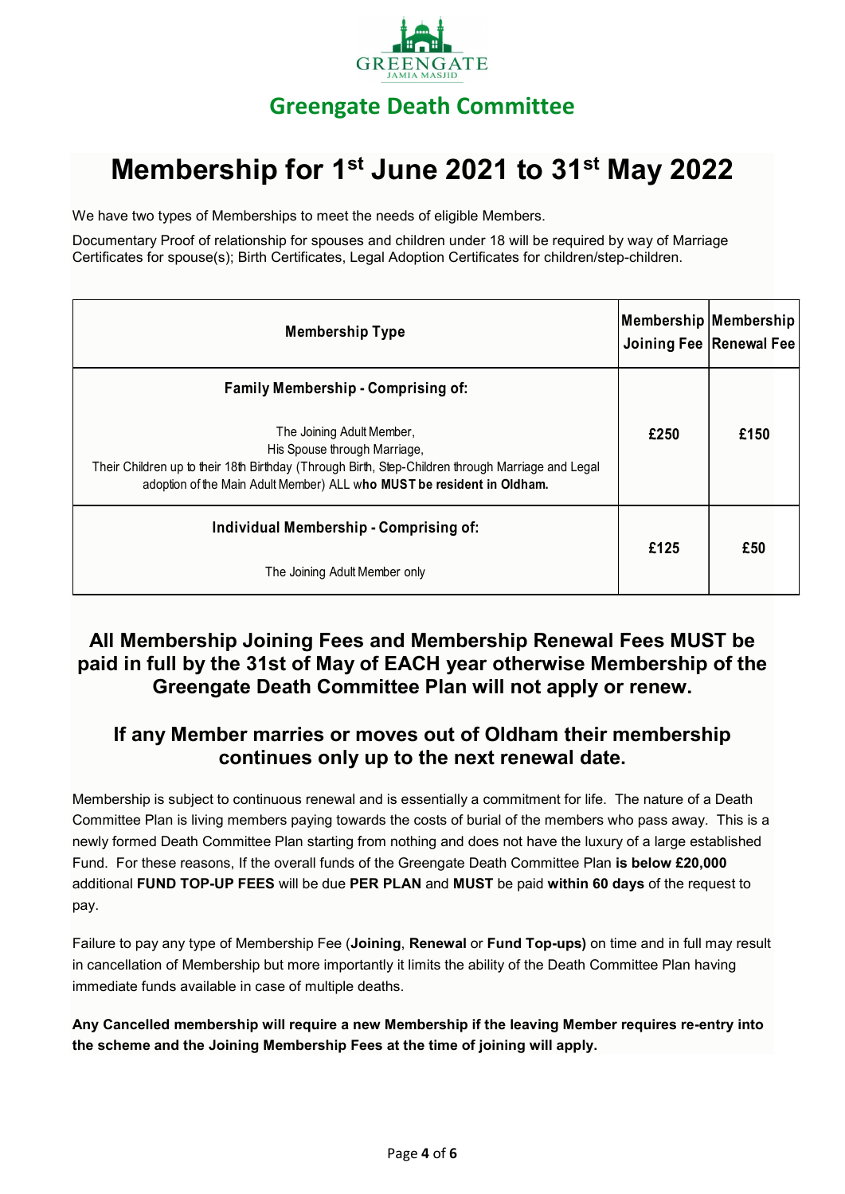## Greengate Death Committee

# Membership for 1st June 2021 to 31st May 2022

We have two types of Memberships to meet the needs of eligible Members.

Documentary Proof of relationship for spouses and children under 18 will be required by way of Marriage Certificates for spouse(s); Birth Certificates, Legal Adoption Certificates for children/step-children.

| Membership Type | Membership Joining Fee | Membership Renewal Fee |
|---|---|---|
| **Family Membership - Comprising of:**<br><br>The Joining Adult Member,<br>His Spouse through Marriage,<br>Their Children up to their 18th Birthday (Through Birth, Step-Children through Marriage and Legal adoption of the Main Adult Member) ALL w**ho MUST be resident in Oldham.** | **£250** | **£150** |
| **Individual Membership - Comprising of:**<br><br>The Joining Adult Member only | **£125** | **£50** |

### All Membership Joining Fees and Membership Renewal Fees MUST be paid in full by the 31st of May of EACH year otherwise Membership of the Greengate Death Committee Plan will not apply or renew.

### If any Member marries or moves out of Oldham their membership continues only up to the next renewal date.

Membership is subject to continuous renewal and is essentially a commitment for life. The nature of a Death Committee Plan is living members paying towards the costs of burial of the members who pass away. This is a newly formed Death Committee Plan starting from nothing and does not have the luxury of a large established Fund. For these reasons, If the overall funds of the Greengate Death Committee Plan **is below £20,000** additional **FUND TOP-UP FEES** will be due **PER PLAN** and **MUST** be paid **within 60 days** of the request to pay.

Failure to pay any type of Membership Fee (**Joining**, **Renewal** or **Fund Top-ups)** on time and in full may result in cancellation of Membership but more importantly it limits the ability of the Death Committee Plan having immediate funds available in case of multiple deaths.

**Any Cancelled membership will require a new Membership if the leaving Member requires re-entry into the scheme and the Joining Membership Fees at the time of joining will apply.**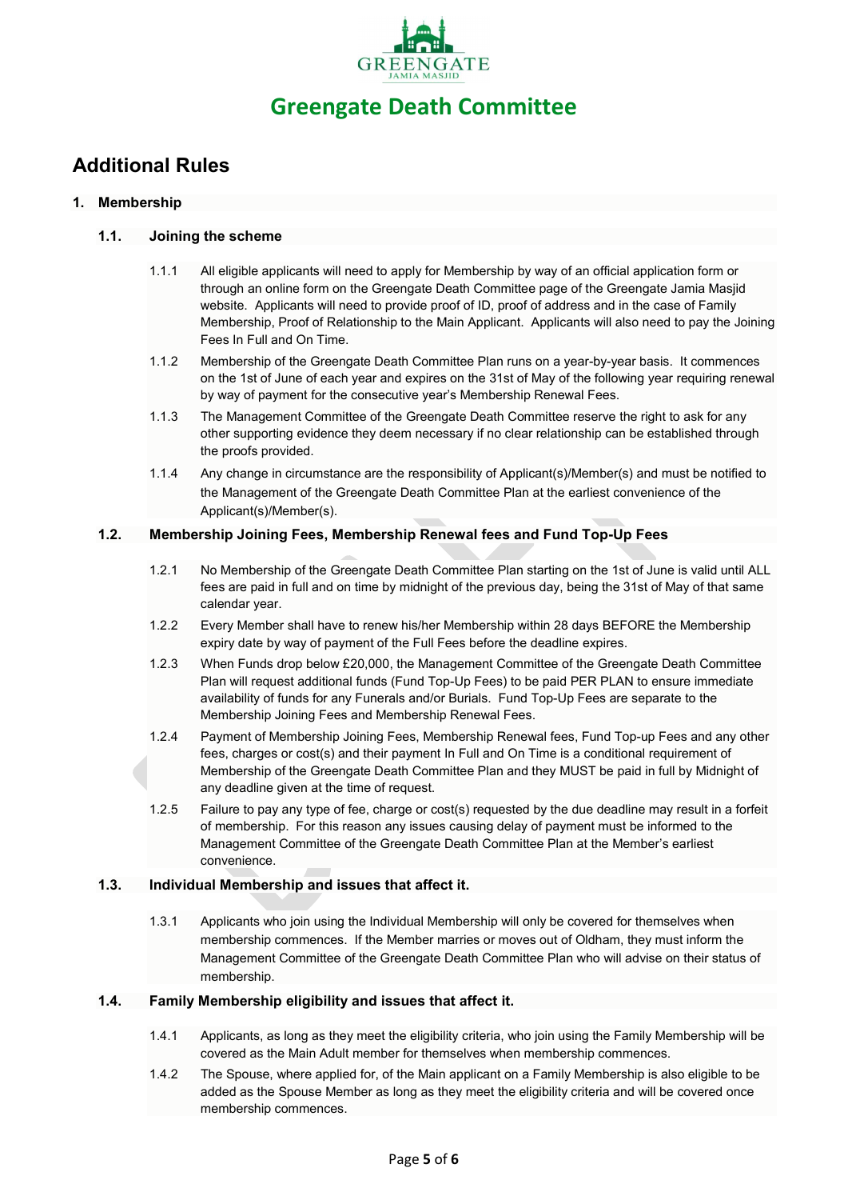# Greengate Death Committee

## Additional Rules

### 1. Membership

#### 1.1. Joining the scheme

1.1.1 All eligible applicants will need to apply for Membership by way of an official application form or through an online form on the Greengate Death Committee page of the Greengate Jamia Masjid website. Applicants will need to provide proof of ID, proof of address and in the case of Family Membership, Proof of Relationship to the Main Applicant. Applicants will also need to pay the Joining Fees In Full and On Time.

1.1.2 Membership of the Greengate Death Committee Plan runs on a year-by-year basis. It commences on the 1st of June of each year and expires on the 31st of May of the following year requiring renewal by way of payment for the consecutive year's Membership Renewal Fees.

1.1.3 The Management Committee of the Greengate Death Committee reserve the right to ask for any other supporting evidence they deem necessary if no clear relationship can be established through the proofs provided.

1.1.4 Any change in circumstance are the responsibility of Applicant(s)/Member(s) and must be notified to the Management of the Greengate Death Committee Plan at the earliest convenience of the Applicant(s)/Member(s).

#### 1.2. Membership Joining Fees, Membership Renewal fees and Fund Top-Up Fees

1.2.1 No Membership of the Greengate Death Committee Plan starting on the 1st of June is valid until ALL fees are paid in full and on time by midnight of the previous day, being the 31st of May of that same calendar year.

1.2.2 Every Member shall have to renew his/her Membership within 28 days BEFORE the Membership expiry date by way of payment of the Full Fees before the deadline expires.

1.2.3 When Funds drop below £20,000, the Management Committee of the Greengate Death Committee Plan will request additional funds (Fund Top-Up Fees) to be paid PER PLAN to ensure immediate availability of funds for any Funerals and/or Burials. Fund Top-Up Fees are separate to the Membership Joining Fees and Membership Renewal Fees.

1.2.4 Payment of Membership Joining Fees, Membership Renewal fees, Fund Top-up Fees and any other fees, charges or cost(s) and their payment In Full and On Time is a conditional requirement of Membership of the Greengate Death Committee Plan and they MUST be paid in full by Midnight of any deadline given at the time of request.

1.2.5 Failure to pay any type of fee, charge or cost(s) requested by the due deadline may result in a forfeit of membership. For this reason any issues causing delay of payment must be informed to the Management Committee of the Greengate Death Committee Plan at the Member's earliest convenience.

#### 1.3. Individual Membership and issues that affect it.

1.3.1 Applicants who join using the Individual Membership will only be covered for themselves when membership commences. If the Member marries or moves out of Oldham, they must inform the Management Committee of the Greengate Death Committee Plan who will advise on their status of membership.

#### 1.4. Family Membership eligibility and issues that affect it.

1.4.1 Applicants, as long as they meet the eligibility criteria, who join using the Family Membership will be covered as the Main Adult member for themselves when membership commences.

1.4.2 The Spouse, where applied for, of the Main applicant on a Family Membership is also eligible to be added as the Spouse Member as long as they meet the eligibility criteria and will be covered once membership commences.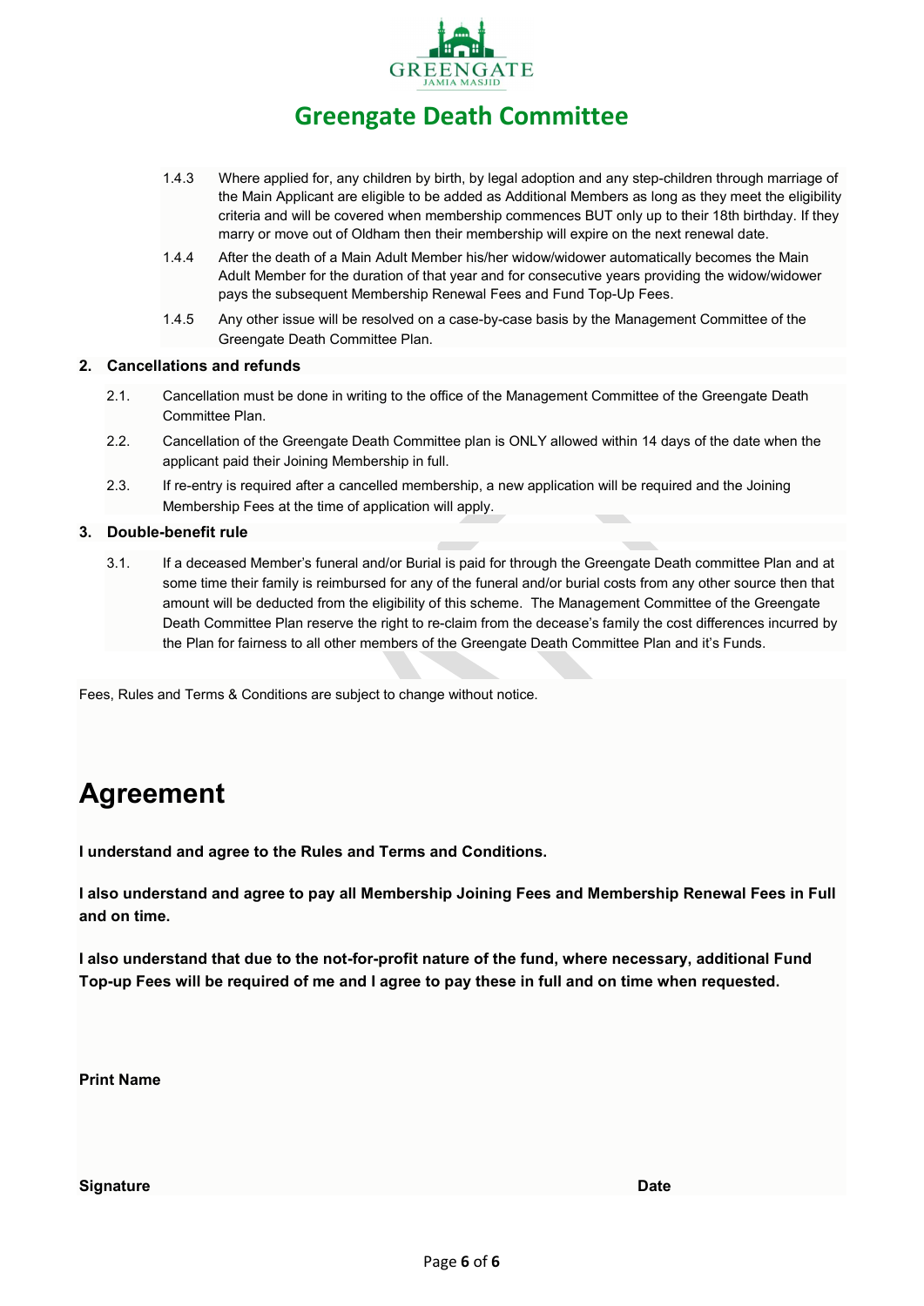1.4.3 Where applied for, any children by birth, by legal adoption and any step-children through marriage of the Main Applicant are eligible to be added as Additional Members as long as they meet the eligibility criteria and will be covered when membership commences BUT only up to their 18th birthday. If they marry or move out of Oldham then their membership will expire on the next renewal date.

1.4.4 After the death of a Main Adult Member his/her widow/widower automatically becomes the Main Adult Member for the duration of that year and for consecutive years providing the widow/widower pays the subsequent Membership Renewal Fees and Fund Top-Up Fees.

1.4.5 Any other issue will be resolved on a case-by-case basis by the Management Committee of the Greengate Death Committee Plan.

**2. Cancellations and refunds**

2.1. Cancellation must be done in writing to the office of the Management Committee of the Greengate Death Committee Plan.

2.2. Cancellation of the Greengate Death Committee plan is ONLY allowed within 14 days of the date when the applicant paid their Joining Membership in full.

2.3. If re-entry is required after a cancelled membership, a new application will be required and the Joining Membership Fees at the time of application will apply.

**3. Double-benefit rule**

3.1. If a deceased Member's funeral and/or Burial is paid for through the Greengate Death committee Plan and at some time their family is reimbursed for any of the funeral and/or burial costs from any other source then that amount will be deducted from the eligibility of this scheme. The Management Committee of the Greengate Death Committee Plan reserve the right to re-claim from the decease's family the cost differences incurred by the Plan for fairness to all other members of the Greengate Death Committee Plan and it's Funds.

Fees, Rules and Terms & Conditions are subject to change without notice.

# Agreement

**I understand and agree to the Rules and Terms and Conditions.**

**I also understand and agree to pay all Membership Joining Fees and Membership Renewal Fees in Full and on time.**

**I also understand that due to the not-for-profit nature of the fund, where necessary, additional Fund Top-up Fees will be required of me and I agree to pay these in full and on time when requested.**

**Print Name**

**Signature** **Date**